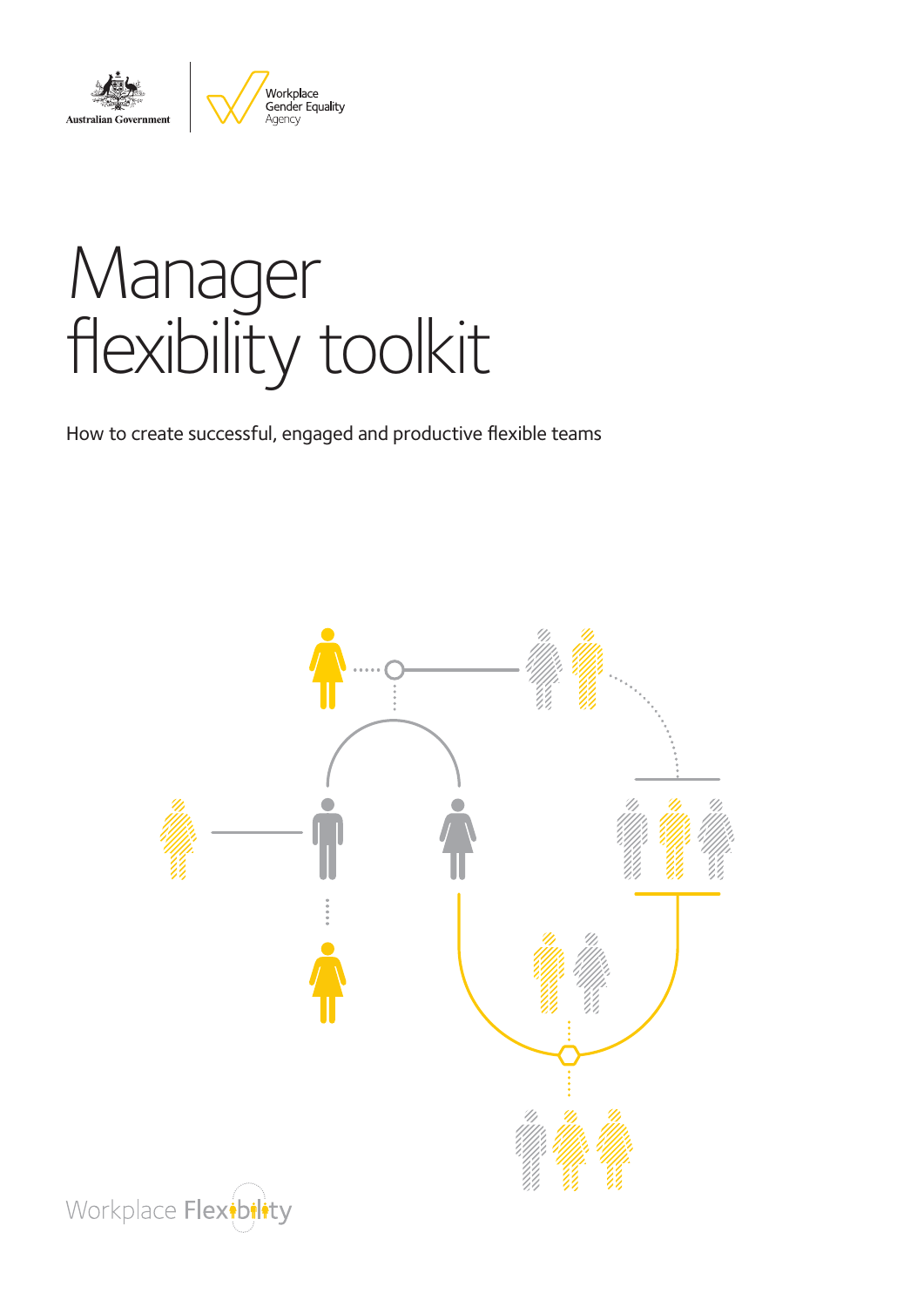Australian Government

Workplace Gender Equality Agency

# Manager flexibility toolkit

How to create successful, engaged and productive flexible teams

Workplace Flexibility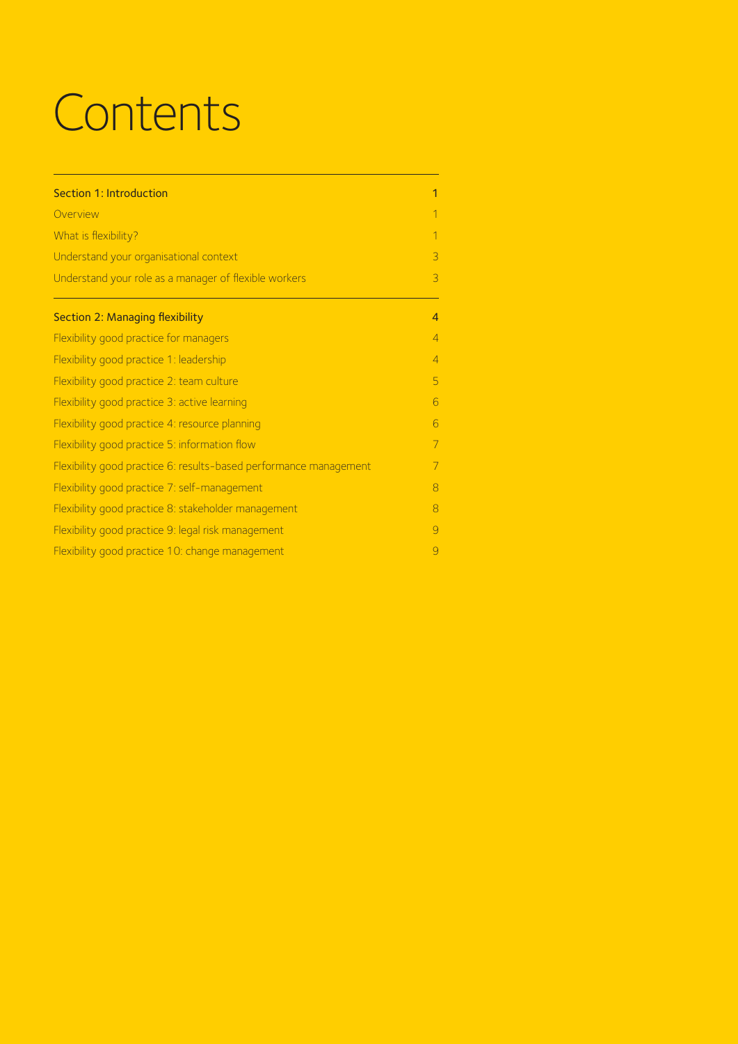# Contents

| | |
|---|---|
| Section 1: Introduction | 1 |
| Overview | 1 |
| What is flexibility? | 1 |
| Understand your organisational context | 3 |
| Understand your role as a manager of flexible workers | 3 |
| Section 2: Managing flexibility | 4 |
| Flexibility good practice for managers | 4 |
| Flexibility good practice 1: leadership | 4 |
| Flexibility good practice 2: team culture | 5 |
| Flexibility good practice 3: active learning | 6 |
| Flexibility good practice 4: resource planning | 6 |
| Flexibility good practice 5: information flow | 7 |
| Flexibility good practice 6: results-based performance management | 7 |
| Flexibility good practice 7: self-management | 8 |
| Flexibility good practice 8: stakeholder management | 8 |
| Flexibility good practice 9: legal risk management | 9 |
| Flexibility good practice 10: change management | 9 |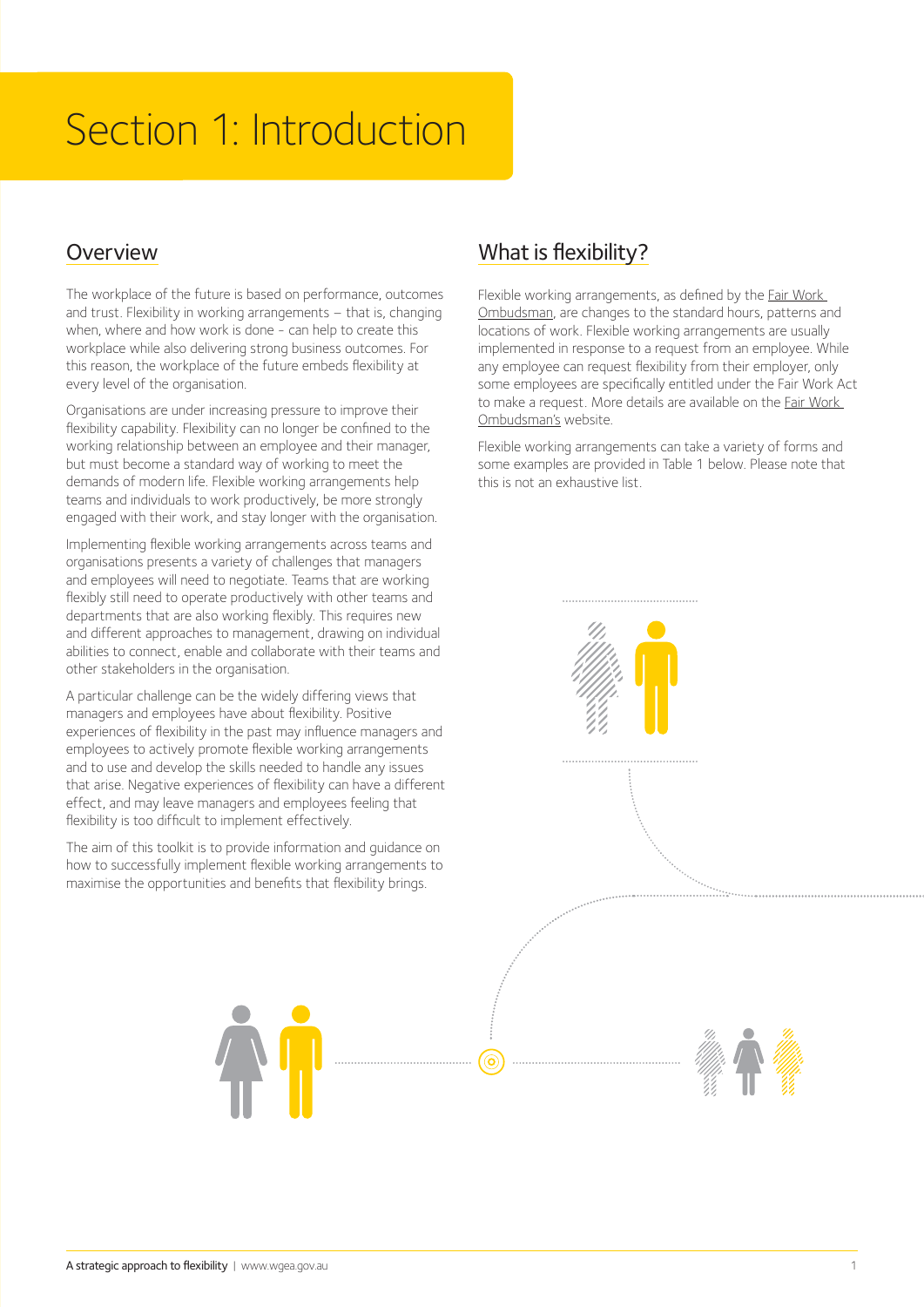# Section 1: Introduction

## Overview

The workplace of the future is based on performance, outcomes and trust. Flexibility in working arrangements – that is, changing when, where and how work is done - can help to create this workplace while also delivering strong business outcomes. For this reason, the workplace of the future embeds flexibility at every level of the organisation.

Organisations are under increasing pressure to improve their flexibility capability. Flexibility can no longer be confined to the working relationship between an employee and their manager, but must become a standard way of working to meet the demands of modern life. Flexible working arrangements help teams and individuals to work productively, be more strongly engaged with their work, and stay longer with the organisation.

Implementing flexible working arrangements across teams and organisations presents a variety of challenges that managers and employees will need to negotiate. Teams that are working flexibly still need to operate productively with other teams and departments that are also working flexibly. This requires new and different approaches to management, drawing on individual abilities to connect, enable and collaborate with their teams and other stakeholders in the organisation.

A particular challenge can be the widely differing views that managers and employees have about flexibility. Positive experiences of flexibility in the past may influence managers and employees to actively promote flexible working arrangements and to use and develop the skills needed to handle any issues that arise. Negative experiences of flexibility can have a different effect, and may leave managers and employees feeling that flexibility is too difficult to implement effectively.

The aim of this toolkit is to provide information and guidance on how to successfully implement flexible working arrangements to maximise the opportunities and benefits that flexibility brings.

## What is flexibility?

Flexible working arrangements, as defined by the Fair Work Ombudsman, are changes to the standard hours, patterns and locations of work. Flexible working arrangements are usually implemented in response to a request from an employee. While any employee can request flexibility from their employer, only some employees are specifically entitled under the Fair Work Act to make a request. More details are available on the Fair Work Ombudsman's website.

Flexible working arrangements can take a variety of forms and some examples are provided in Table 1 below. Please note that this is not an exhaustive list.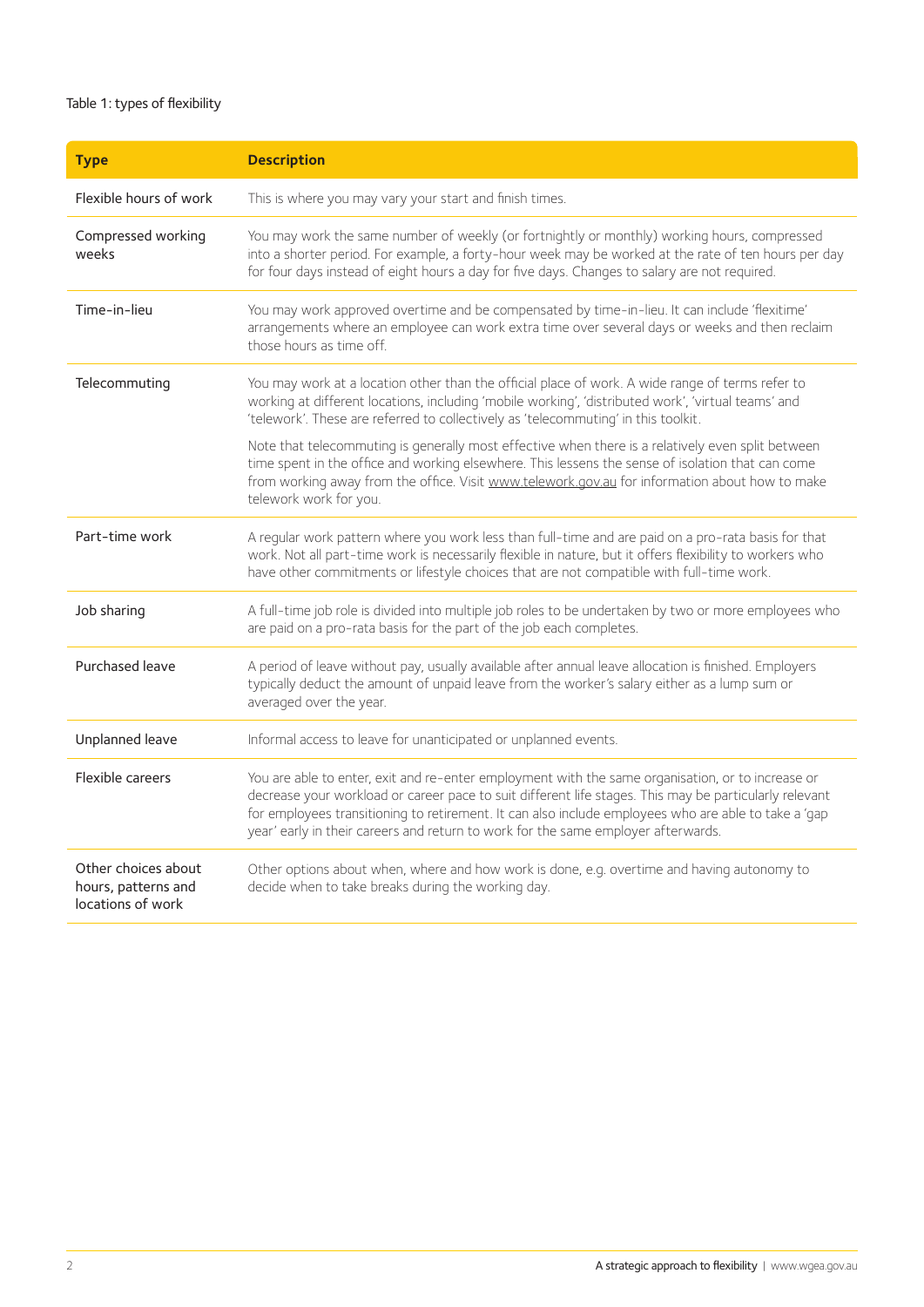Table 1: types of flexibility

| Type | Description |
|---|---|
| Flexible hours of work | This is where you may vary your start and finish times. |
| Compressed working weeks | You may work the same number of weekly (or fortnightly or monthly) working hours, compressed into a shorter period. For example, a forty-hour week may be worked at the rate of ten hours per day for four days instead of eight hours a day for five days. Changes to salary are not required. |
| Time-in-lieu | You may work approved overtime and be compensated by time-in-lieu. It can include 'flexitime' arrangements where an employee can work extra time over several days or weeks and then reclaim those hours as time off. |
| Telecommuting | You may work at a location other than the official place of work. A wide range of terms refer to working at different locations, including 'mobile working', 'distributed work', 'virtual teams' and 'telework'. These are referred to collectively as 'telecommuting' in this toolkit.<br><br>Note that telecommuting is generally most effective when there is a relatively even split between time spent in the office and working elsewhere. This lessens the sense of isolation that can come from working away from the office. Visit www.telework.gov.au for information about how to make telework work for you. |
| Part-time work | A regular work pattern where you work less than full-time and are paid on a pro-rata basis for that work. Not all part-time work is necessarily flexible in nature, but it offers flexibility to workers who have other commitments or lifestyle choices that are not compatible with full-time work. |
| Job sharing | A full-time job role is divided into multiple job roles to be undertaken by two or more employees who are paid on a pro-rata basis for the part of the job each completes. |
| Purchased leave | A period of leave without pay, usually available after annual leave allocation is finished. Employers typically deduct the amount of unpaid leave from the worker's salary either as a lump sum or averaged over the year. |
| Unplanned leave | Informal access to leave for unanticipated or unplanned events. |
| Flexible careers | You are able to enter, exit and re-enter employment with the same organisation, or to increase or decrease your workload or career pace to suit different life stages. This may be particularly relevant for employees transitioning to retirement. It can also include employees who are able to take a 'gap year' early in their careers and return to work for the same employer afterwards. |
| Other choices about hours, patterns and locations of work | Other options about when, where and how work is done, e.g. overtime and having autonomy to decide when to take breaks during the working day. |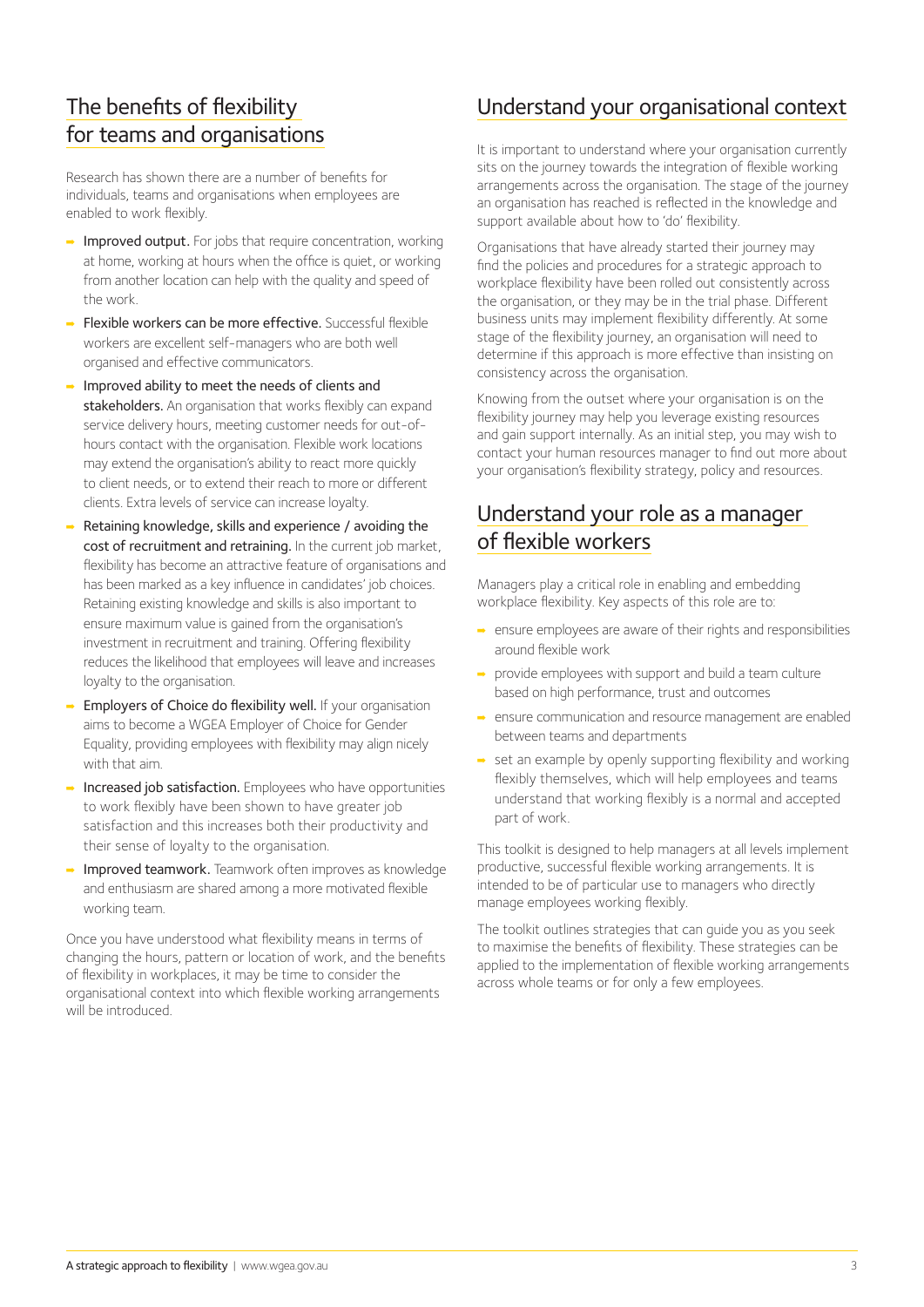## The benefits of flexibility for teams and organisations

Research has shown there are a number of benefits for individuals, teams and organisations when employees are enabled to work flexibly.

- **Improved output.** For jobs that require concentration, working at home, working at hours when the office is quiet, or working from another location can help with the quality and speed of the work.
- **Flexible workers can be more effective.** Successful flexible workers are excellent self-managers who are both well organised and effective communicators.
- **Improved ability to meet the needs of clients and stakeholders.** An organisation that works flexibly can expand service delivery hours, meeting customer needs for out-of-hours contact with the organisation. Flexible work locations may extend the organisation's ability to react more quickly to client needs, or to extend their reach to more or different clients. Extra levels of service can increase loyalty.
- **Retaining knowledge, skills and experience / avoiding the cost of recruitment and retraining.** In the current job market, flexibility has become an attractive feature of organisations and has been marked as a key influence in candidates' job choices. Retaining existing knowledge and skills is also important to ensure maximum value is gained from the organisation's investment in recruitment and training. Offering flexibility reduces the likelihood that employees will leave and increases loyalty to the organisation.
- **Employers of Choice do flexibility well.** If your organisation aims to become a WGEA Employer of Choice for Gender Equality, providing employees with flexibility may align nicely with that aim.
- **Increased job satisfaction.** Employees who have opportunities to work flexibly have been shown to have greater job satisfaction and this increases both their productivity and their sense of loyalty to the organisation.
- **Improved teamwork.** Teamwork often improves as knowledge and enthusiasm are shared among a more motivated flexible working team.

Once you have understood what flexibility means in terms of changing the hours, pattern or location of work, and the benefits of flexibility in workplaces, it may be time to consider the organisational context into which flexible working arrangements will be introduced.

## Understand your organisational context

It is important to understand where your organisation currently sits on the journey towards the integration of flexible working arrangements across the organisation. The stage of the journey an organisation has reached is reflected in the knowledge and support available about how to 'do' flexibility.

Organisations that have already started their journey may find the policies and procedures for a strategic approach to workplace flexibility have been rolled out consistently across the organisation, or they may be in the trial phase. Different business units may implement flexibility differently. At some stage of the flexibility journey, an organisation will need to determine if this approach is more effective than insisting on consistency across the organisation.

Knowing from the outset where your organisation is on the flexibility journey may help you leverage existing resources and gain support internally. As an initial step, you may wish to contact your human resources manager to find out more about your organisation's flexibility strategy, policy and resources.

## Understand your role as a manager of flexible workers

Managers play a critical role in enabling and embedding workplace flexibility. Key aspects of this role are to:

- ensure employees are aware of their rights and responsibilities around flexible work
- provide employees with support and build a team culture based on high performance, trust and outcomes
- ensure communication and resource management are enabled between teams and departments
- set an example by openly supporting flexibility and working flexibly themselves, which will help employees and teams understand that working flexibly is a normal and accepted part of work.

This toolkit is designed to help managers at all levels implement productive, successful flexible working arrangements. It is intended to be of particular use to managers who directly manage employees working flexibly.

The toolkit outlines strategies that can guide you as you seek to maximise the benefits of flexibility. These strategies can be applied to the implementation of flexible working arrangements across whole teams or for only a few employees.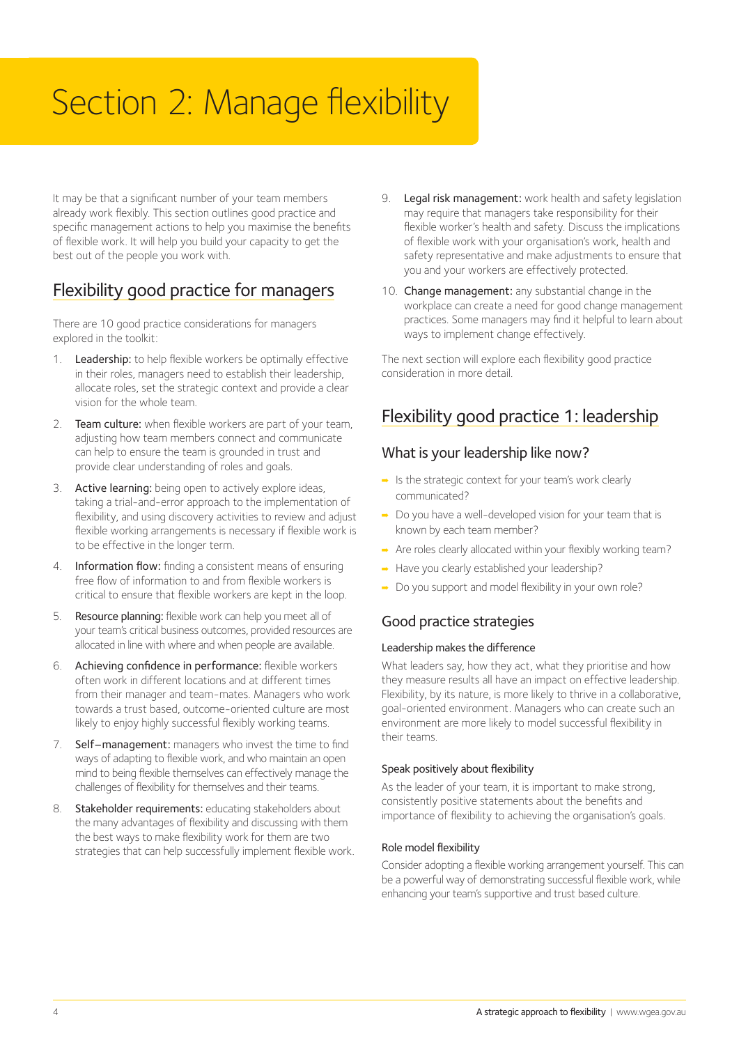# Section 2: Manage flexibility

It may be that a significant number of your team members already work flexibly. This section outlines good practice and specific management actions to help you maximise the benefits of flexible work. It will help you build your capacity to get the best out of the people you work with.

## Flexibility good practice for managers

There are 10 good practice considerations for managers explored in the toolkit:

1. **Leadership:** to help flexible workers be optimally effective in their roles, managers need to establish their leadership, allocate roles, set the strategic context and provide a clear vision for the whole team.
2. **Team culture:** when flexible workers are part of your team, adjusting how team members connect and communicate can help to ensure the team is grounded in trust and provide clear understanding of roles and goals.
3. **Active learning:** being open to actively explore ideas, taking a trial-and-error approach to the implementation of flexibility, and using discovery activities to review and adjust flexible working arrangements is necessary if flexible work is to be effective in the longer term.
4. **Information flow:** finding a consistent means of ensuring free flow of information to and from flexible workers is critical to ensure that flexible workers are kept in the loop.
5. **Resource planning:** flexible work can help you meet all of your team's critical business outcomes, provided resources are allocated in line with where and when people are available.
6. **Achieving confidence in performance:** flexible workers often work in different locations and at different times from their manager and team-mates. Managers who work towards a trust based, outcome-oriented culture are most likely to enjoy highly successful flexibly working teams.
7. **Self–management:** managers who invest the time to find ways of adapting to flexible work, and who maintain an open mind to being flexible themselves can effectively manage the challenges of flexibility for themselves and their teams.
8. **Stakeholder requirements:** educating stakeholders about the many advantages of flexibility and discussing with them the best ways to make flexibility work for them are two strategies that can help successfully implement flexible work.
9. **Legal risk management:** work health and safety legislation may require that managers take responsibility for their flexible worker's health and safety. Discuss the implications of flexible work with your organisation's work, health and safety representative and make adjustments to ensure that you and your workers are effectively protected.
10. **Change management:** any substantial change in the workplace can create a need for good change management practices. Some managers may find it helpful to learn about ways to implement change effectively.

The next section will explore each flexibility good practice consideration in more detail.

## Flexibility good practice 1: leadership

### What is your leadership like now?

- Is the strategic context for your team's work clearly communicated?
- Do you have a well-developed vision for your team that is known by each team member?
- Are roles clearly allocated within your flexibly working team?
- Have you clearly established your leadership?
- Do you support and model flexibility in your own role?

### Good practice strategies

#### Leadership makes the difference

What leaders say, how they act, what they prioritise and how they measure results all have an impact on effective leadership. Flexibility, by its nature, is more likely to thrive in a collaborative, goal-oriented environment. Managers who can create such an environment are more likely to model successful flexibility in their teams.

#### Speak positively about flexibility

As the leader of your team, it is important to make strong, consistently positive statements about the benefits and importance of flexibility to achieving the organisation's goals.

#### Role model flexibility

Consider adopting a flexible working arrangement yourself. This can be a powerful way of demonstrating successful flexible work, while enhancing your team's supportive and trust based culture.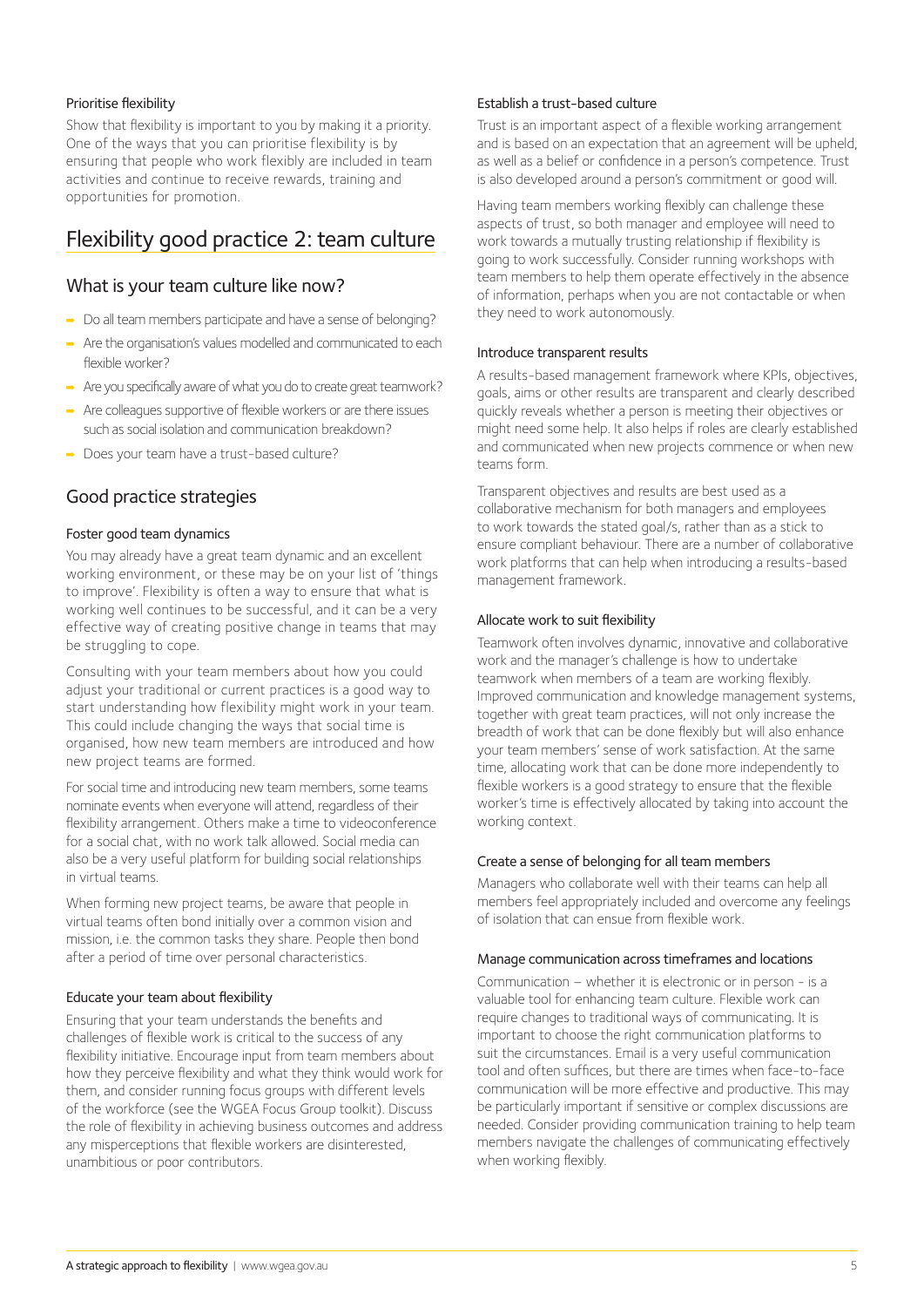#### Prioritise flexibility

Show that flexibility is important to you by making it a priority. One of the ways that you can prioritise flexibility is by ensuring that people who work flexibly are included in team activities and continue to receive rewards, training and opportunities for promotion.

## Flexibility good practice 2: team culture

### What is your team culture like now?

- Do all team members participate and have a sense of belonging?
- Are the organisation's values modelled and communicated to each flexible worker?
- Are you specifically aware of what you do to create great teamwork?
- Are colleagues supportive of flexible workers or are there issues such as social isolation and communication breakdown?
- Does your team have a trust-based culture?

### Good practice strategies

#### Foster good team dynamics

You may already have a great team dynamic and an excellent working environment, or these may be on your list of 'things to improve'. Flexibility is often a way to ensure that what is working well continues to be successful, and it can be a very effective way of creating positive change in teams that may be struggling to cope.

Consulting with your team members about how you could adjust your traditional or current practices is a good way to start understanding how flexibility might work in your team. This could include changing the ways that social time is organised, how new team members are introduced and how new project teams are formed.

For social time and introducing new team members, some teams nominate events when everyone will attend, regardless of their flexibility arrangement. Others make a time to videoconference for a social chat, with no work talk allowed. Social media can also be a very useful platform for building social relationships in virtual teams.

When forming new project teams, be aware that people in virtual teams often bond initially over a common vision and mission, i.e. the common tasks they share. People then bond after a period of time over personal characteristics.

#### Educate your team about flexibility

Ensuring that your team understands the benefits and challenges of flexible work is critical to the success of any flexibility initiative. Encourage input from team members about how they perceive flexibility and what they think would work for them, and consider running focus groups with different levels of the workforce (see the WGEA Focus Group toolkit). Discuss the role of flexibility in achieving business outcomes and address any misperceptions that flexible workers are disinterested, unambitious or poor contributors.

#### Establish a trust-based culture

Trust is an important aspect of a flexible working arrangement and is based on an expectation that an agreement will be upheld, as well as a belief or confidence in a person's competence. Trust is also developed around a person's commitment or good will.

Having team members working flexibly can challenge these aspects of trust, so both manager and employee will need to work towards a mutually trusting relationship if flexibility is going to work successfully. Consider running workshops with team members to help them operate effectively in the absence of information, perhaps when you are not contactable or when they need to work autonomously.

#### Introduce transparent results

A results-based management framework where KPIs, objectives, goals, aims or other results are transparent and clearly described quickly reveals whether a person is meeting their objectives or might need some help. It also helps if roles are clearly established and communicated when new projects commence or when new teams form.

Transparent objectives and results are best used as a collaborative mechanism for both managers and employees to work towards the stated goal/s, rather than as a stick to ensure compliant behaviour. There are a number of collaborative work platforms that can help when introducing a results-based management framework.

#### Allocate work to suit flexibility

Teamwork often involves dynamic, innovative and collaborative work and the manager's challenge is how to undertake teamwork when members of a team are working flexibly. Improved communication and knowledge management systems, together with great team practices, will not only increase the breadth of work that can be done flexibly but will also enhance your team members' sense of work satisfaction. At the same time, allocating work that can be done more independently to flexible workers is a good strategy to ensure that the flexible worker's time is effectively allocated by taking into account the working context.

#### Create a sense of belonging for all team members

Managers who collaborate well with their teams can help all members feel appropriately included and overcome any feelings of isolation that can ensue from flexible work.

#### Manage communication across timeframes and locations

Communication – whether it is electronic or in person - is a valuable tool for enhancing team culture. Flexible work can require changes to traditional ways of communicating. It is important to choose the right communication platforms to suit the circumstances. Email is a very useful communication tool and often suffices, but there are times when face-to-face communication will be more effective and productive. This may be particularly important if sensitive or complex discussions are needed. Consider providing communication training to help team members navigate the challenges of communicating effectively when working flexibly.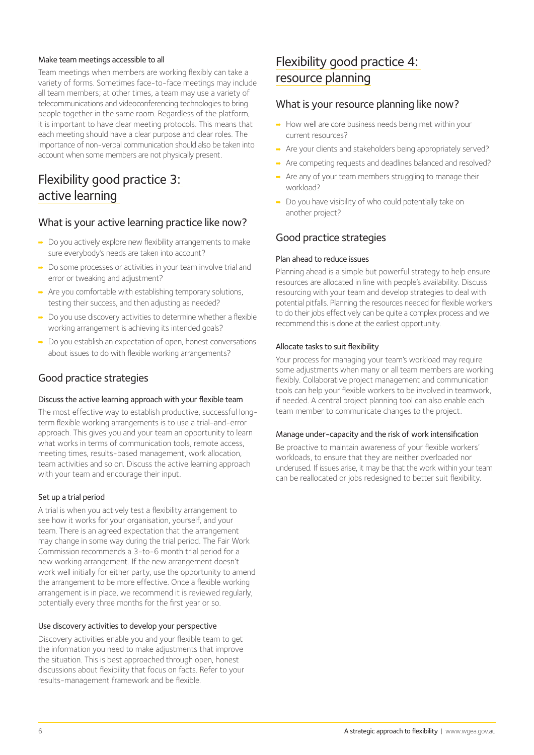#### Make team meetings accessible to all

Team meetings when members are working flexibly can take a variety of forms. Sometimes face-to-face meetings may include all team members; at other times, a team may use a variety of telecommunications and videoconferencing technologies to bring people together in the same room. Regardless of the platform, it is important to have clear meeting protocols. This means that each meeting should have a clear purpose and clear roles. The importance of non-verbal communication should also be taken into account when some members are not physically present.

## Flexibility good practice 3: active learning

### What is your active learning practice like now?

- Do you actively explore new flexibility arrangements to make sure everybody's needs are taken into account?
- Do some processes or activities in your team involve trial and error or tweaking and adjustment?
- Are you comfortable with establishing temporary solutions, testing their success, and then adjusting as needed?
- Do you use discovery activities to determine whether a flexible working arrangement is achieving its intended goals?
- Do you establish an expectation of open, honest conversations about issues to do with flexible working arrangements?

### Good practice strategies

#### Discuss the active learning approach with your flexible team

The most effective way to establish productive, successful long-term flexible working arrangements is to use a trial-and-error approach. This gives you and your team an opportunity to learn what works in terms of communication tools, remote access, meeting times, results-based management, work allocation, team activities and so on. Discuss the active learning approach with your team and encourage their input.

#### Set up a trial period

A trial is when you actively test a flexibility arrangement to see how it works for your organisation, yourself, and your team. There is an agreed expectation that the arrangement may change in some way during the trial period. The Fair Work Commission recommends a 3-to-6 month trial period for a new working arrangement. If the new arrangement doesn't work well initially for either party, use the opportunity to amend the arrangement to be more effective. Once a flexible working arrangement is in place, we recommend it is reviewed regularly, potentially every three months for the first year or so.

#### Use discovery activities to develop your perspective

Discovery activities enable you and your flexible team to get the information you need to make adjustments that improve the situation. This is best approached through open, honest discussions about flexibility that focus on facts. Refer to your results-management framework and be flexible.

## Flexibility good practice 4: resource planning

### What is your resource planning like now?

- How well are core business needs being met within your current resources?
- Are your clients and stakeholders being appropriately served?
- Are competing requests and deadlines balanced and resolved?
- Are any of your team members struggling to manage their workload?
- Do you have visibility of who could potentially take on another project?

### Good practice strategies

#### Plan ahead to reduce issues

Planning ahead is a simple but powerful strategy to help ensure resources are allocated in line with people's availability. Discuss resourcing with your team and develop strategies to deal with potential pitfalls. Planning the resources needed for flexible workers to do their jobs effectively can be quite a complex process and we recommend this is done at the earliest opportunity.

#### Allocate tasks to suit flexibility

Your process for managing your team's workload may require some adjustments when many or all team members are working flexibly. Collaborative project management and communication tools can help your flexible workers to be involved in teamwork, if needed. A central project planning tool can also enable each team member to communicate changes to the project.

#### Manage under-capacity and the risk of work intensification

Be proactive to maintain awareness of your flexible workers' workloads, to ensure that they are neither overloaded nor underused. If issues arise, it may be that the work within your team can be reallocated or jobs redesigned to better suit flexibility.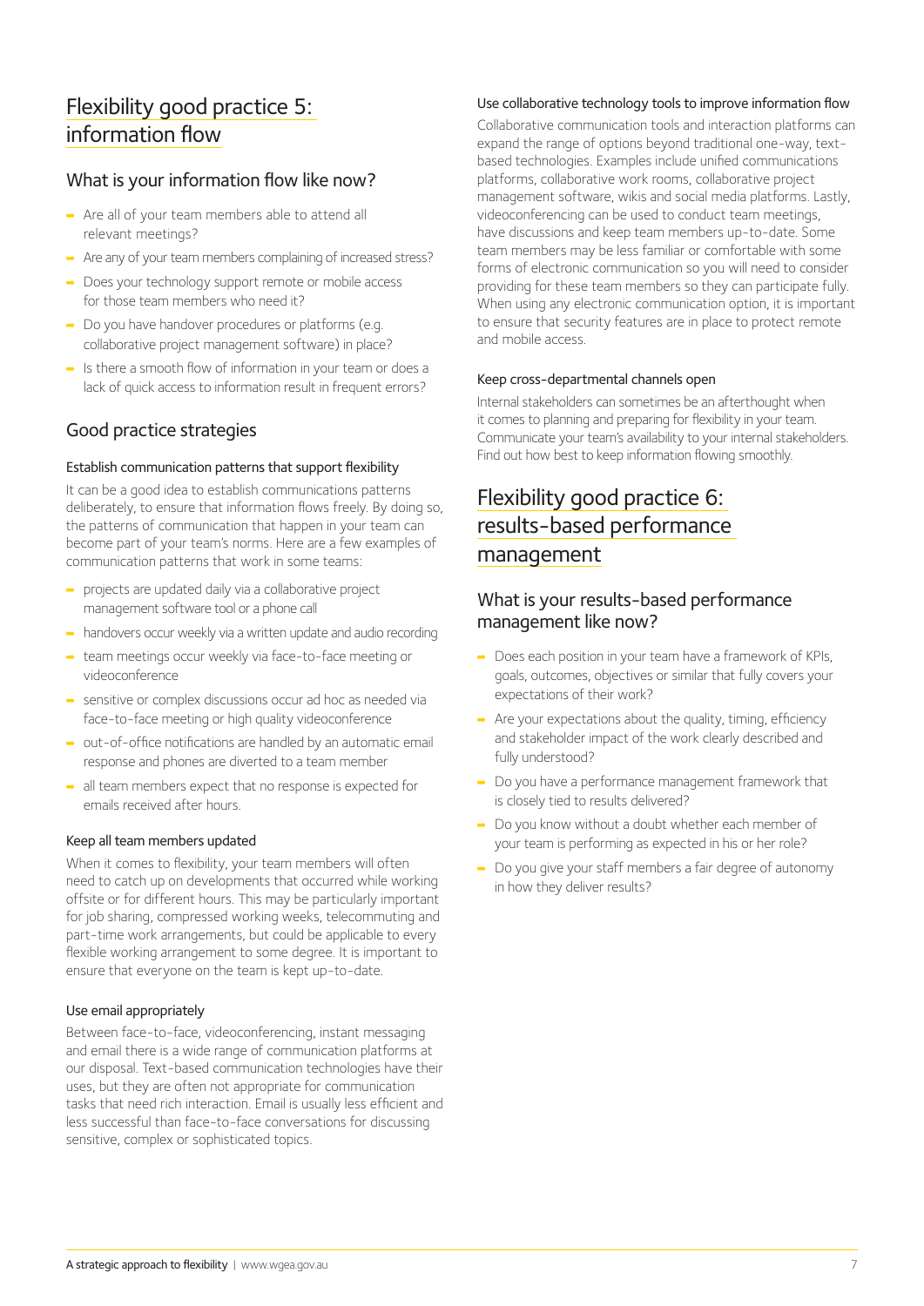# Flexibility good practice 5: information flow

## What is your information flow like now?

- Are all of your team members able to attend all relevant meetings?
- Are any of your team members complaining of increased stress?
- Does your technology support remote or mobile access for those team members who need it?
- Do you have handover procedures or platforms (e.g. collaborative project management software) in place?
- Is there a smooth flow of information in your team or does a lack of quick access to information result in frequent errors?

## Good practice strategies

### Establish communication patterns that support flexibility

It can be a good idea to establish communications patterns deliberately, to ensure that information flows freely. By doing so, the patterns of communication that happen in your team can become part of your team's norms. Here are a few examples of communication patterns that work in some teams:

- projects are updated daily via a collaborative project management software tool or a phone call
- handovers occur weekly via a written update and audio recording
- team meetings occur weekly via face-to-face meeting or videoconference
- sensitive or complex discussions occur ad hoc as needed via face-to-face meeting or high quality videoconference
- out-of-office notifications are handled by an automatic email response and phones are diverted to a team member
- all team members expect that no response is expected for emails received after hours.

### Keep all team members updated

When it comes to flexibility, your team members will often need to catch up on developments that occurred while working offsite or for different hours. This may be particularly important for job sharing, compressed working weeks, telecommuting and part-time work arrangements, but could be applicable to every flexible working arrangement to some degree. It is important to ensure that everyone on the team is kept up-to-date.

### Use email appropriately

Between face-to-face, videoconferencing, instant messaging and email there is a wide range of communication platforms at our disposal. Text-based communication technologies have their uses, but they are often not appropriate for communication tasks that need rich interaction. Email is usually less efficient and less successful than face-to-face conversations for discussing sensitive, complex or sophisticated topics.

### Use collaborative technology tools to improve information flow

Collaborative communication tools and interaction platforms can expand the range of options beyond traditional one-way, text-based technologies. Examples include unified communications platforms, collaborative work rooms, collaborative project management software, wikis and social media platforms. Lastly, videoconferencing can be used to conduct team meetings, have discussions and keep team members up-to-date. Some team members may be less familiar or comfortable with some forms of electronic communication so you will need to consider providing for these team members so they can participate fully. When using any electronic communication option, it is important to ensure that security features are in place to protect remote and mobile access.

### Keep cross-departmental channels open

Internal stakeholders can sometimes be an afterthought when it comes to planning and preparing for flexibility in your team. Communicate your team's availability to your internal stakeholders. Find out how best to keep information flowing smoothly.

# Flexibility good practice 6: results-based performance management

## What is your results-based performance management like now?

- Does each position in your team have a framework of KPIs, goals, outcomes, objectives or similar that fully covers your expectations of their work?
- Are your expectations about the quality, timing, efficiency and stakeholder impact of the work clearly described and fully understood?
- Do you have a performance management framework that is closely tied to results delivered?
- Do you know without a doubt whether each member of your team is performing as expected in his or her role?
- Do you give your staff members a fair degree of autonomy in how they deliver results?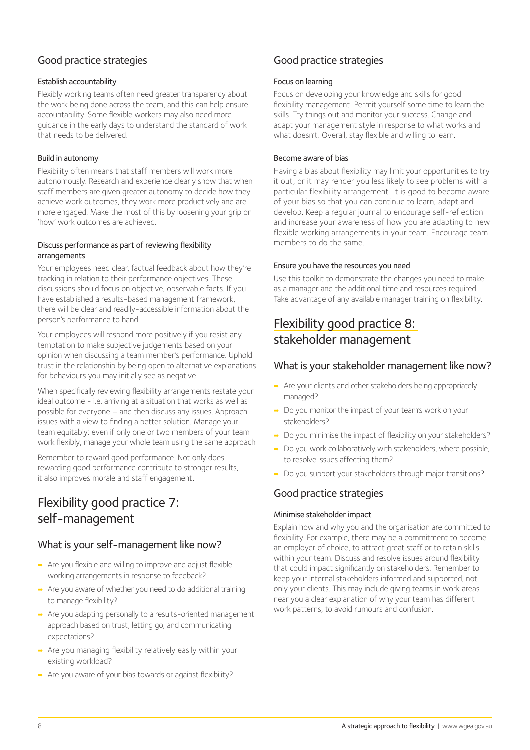## Good practice strategies

### Establish accountability

Flexibly working teams often need greater transparency about the work being done across the team, and this can help ensure accountability. Some flexible workers may also need more guidance in the early days to understand the standard of work that needs to be delivered.

### Build in autonomy

Flexibility often means that staff members will work more autonomously. Research and experience clearly show that when staff members are given greater autonomy to decide how they achieve work outcomes, they work more productively and are more engaged. Make the most of this by loosening your grip on 'how' work outcomes are achieved.

### Discuss performance as part of reviewing flexibility arrangements

Your employees need clear, factual feedback about how they're tracking in relation to their performance objectives. These discussions should focus on objective, observable facts. If you have established a results-based management framework, there will be clear and readily-accessible information about the person's performance to hand.

Your employees will respond more positively if you resist any temptation to make subjective judgements based on your opinion when discussing a team member's performance. Uphold trust in the relationship by being open to alternative explanations for behaviours you may initially see as negative.

When specifically reviewing flexibility arrangements restate your ideal outcome - i.e. arriving at a situation that works as well as possible for everyone – and then discuss any issues. Approach issues with a view to finding a better solution. Manage your team equitably: even if only one or two members of your team work flexibly, manage your whole team using the same approach

Remember to reward good performance. Not only does rewarding good performance contribute to stronger results, it also improves morale and staff engagement.

# Flexibility good practice 7: self-management

## What is your self-management like now?

- Are you flexible and willing to improve and adjust flexible working arrangements in response to feedback?
- Are you aware of whether you need to do additional training to manage flexibility?
- Are you adapting personally to a results-oriented management approach based on trust, letting go, and communicating expectations?
- Are you managing flexibility relatively easily within your existing workload?
- Are you aware of your bias towards or against flexibility?

## Good practice strategies

### Focus on learning

Focus on developing your knowledge and skills for good flexibility management. Permit yourself some time to learn the skills. Try things out and monitor your success. Change and adapt your management style in response to what works and what doesn't. Overall, stay flexible and willing to learn.

### Become aware of bias

Having a bias about flexibility may limit your opportunities to try it out, or it may render you less likely to see problems with a particular flexibility arrangement. It is good to become aware of your bias so that you can continue to learn, adapt and develop. Keep a regular journal to encourage self-reflection and increase your awareness of how you are adapting to new flexible working arrangements in your team. Encourage team members to do the same.

### Ensure you have the resources you need

Use this toolkit to demonstrate the changes you need to make as a manager and the additional time and resources required. Take advantage of any available manager training on flexibility.

# Flexibility good practice 8: stakeholder management

## What is your stakeholder management like now?

- Are your clients and other stakeholders being appropriately managed?
- Do you monitor the impact of your team's work on your stakeholders?
- Do you minimise the impact of flexibility on your stakeholders?
- Do you work collaboratively with stakeholders, where possible, to resolve issues affecting them?
- Do you support your stakeholders through major transitions?

## Good practice strategies

### Minimise stakeholder impact

Explain how and why you and the organisation are committed to flexibility. For example, there may be a commitment to become an employer of choice, to attract great staff or to retain skills within your team. Discuss and resolve issues around flexibility that could impact significantly on stakeholders. Remember to keep your internal stakeholders informed and supported, not only your clients. This may include giving teams in work areas near you a clear explanation of why your team has different work patterns, to avoid rumours and confusion.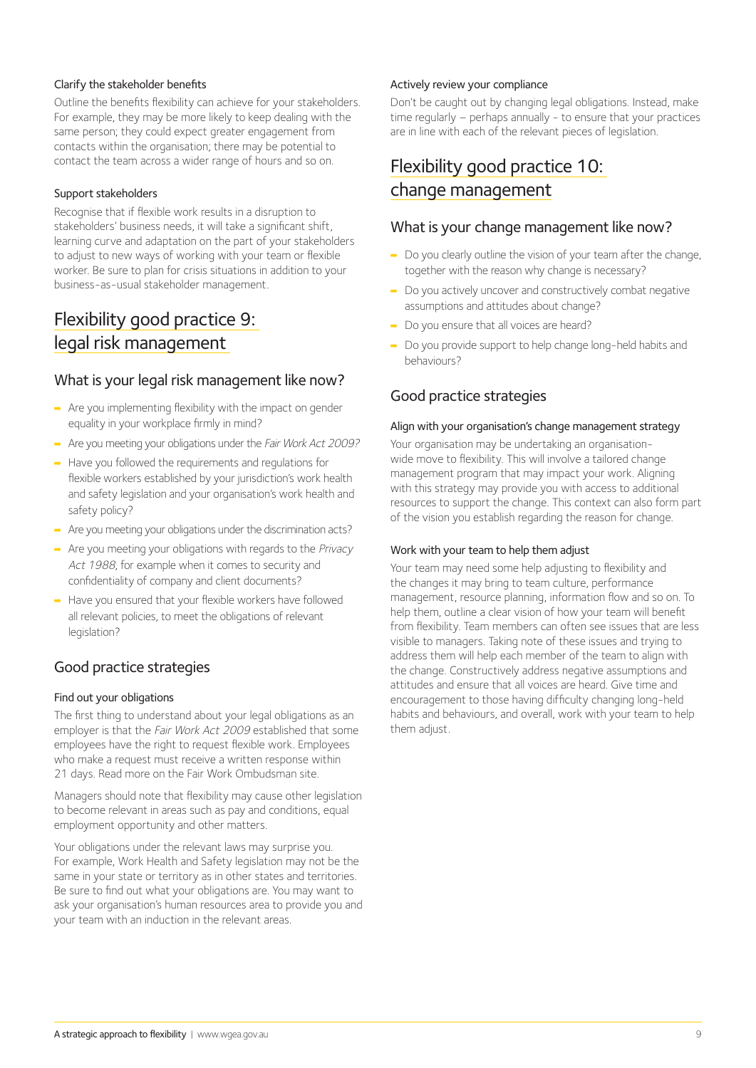#### Clarify the stakeholder benefits

Outline the benefits flexibility can achieve for your stakeholders. For example, they may be more likely to keep dealing with the same person; they could expect greater engagement from contacts within the organisation; there may be potential to contact the team across a wider range of hours and so on.

#### Support stakeholders

Recognise that if flexible work results in a disruption to stakeholders' business needs, it will take a significant shift, learning curve and adaptation on the part of your stakeholders to adjust to new ways of working with your team or flexible worker. Be sure to plan for crisis situations in addition to your business-as-usual stakeholder management.

## Flexibility good practice 9: legal risk management

### What is your legal risk management like now?

- Are you implementing flexibility with the impact on gender equality in your workplace firmly in mind?
- Are you meeting your obligations under the *Fair Work Act 2009?*
- Have you followed the requirements and regulations for flexible workers established by your jurisdiction's work health and safety legislation and your organisation's work health and safety policy?
- Are you meeting your obligations under the discrimination acts?
- Are you meeting your obligations with regards to the *Privacy Act 1988*, for example when it comes to security and confidentiality of company and client documents?
- Have you ensured that your flexible workers have followed all relevant policies, to meet the obligations of relevant legislation?

### Good practice strategies

#### Find out your obligations

The first thing to understand about your legal obligations as an employer is that the *Fair Work Act 2009* established that some employees have the right to request flexible work. Employees who make a request must receive a written response within 21 days. Read more on the Fair Work Ombudsman site.

Managers should note that flexibility may cause other legislation to become relevant in areas such as pay and conditions, equal employment opportunity and other matters.

Your obligations under the relevant laws may surprise you. For example, Work Health and Safety legislation may not be the same in your state or territory as in other states and territories. Be sure to find out what your obligations are. You may want to ask your organisation's human resources area to provide you and your team with an induction in the relevant areas.

#### Actively review your compliance

Don't be caught out by changing legal obligations. Instead, make time regularly – perhaps annually - to ensure that your practices are in line with each of the relevant pieces of legislation.

## Flexibility good practice 10: change management

### What is your change management like now?

- Do you clearly outline the vision of your team after the change, together with the reason why change is necessary?
- Do you actively uncover and constructively combat negative assumptions and attitudes about change?
- Do you ensure that all voices are heard?
- Do you provide support to help change long-held habits and behaviours?

### Good practice strategies

#### Align with your organisation's change management strategy

Your organisation may be undertaking an organisation-wide move to flexibility. This will involve a tailored change management program that may impact your work. Aligning with this strategy may provide you with access to additional resources to support the change. This context can also form part of the vision you establish regarding the reason for change.

#### Work with your team to help them adjust

Your team may need some help adjusting to flexibility and the changes it may bring to team culture, performance management, resource planning, information flow and so on. To help them, outline a clear vision of how your team will benefit from flexibility. Team members can often see issues that are less visible to managers. Taking note of these issues and trying to address them will help each member of the team to align with the change. Constructively address negative assumptions and attitudes and ensure that all voices are heard. Give time and encouragement to those having difficulty changing long-held habits and behaviours, and overall, work with your team to help them adjust.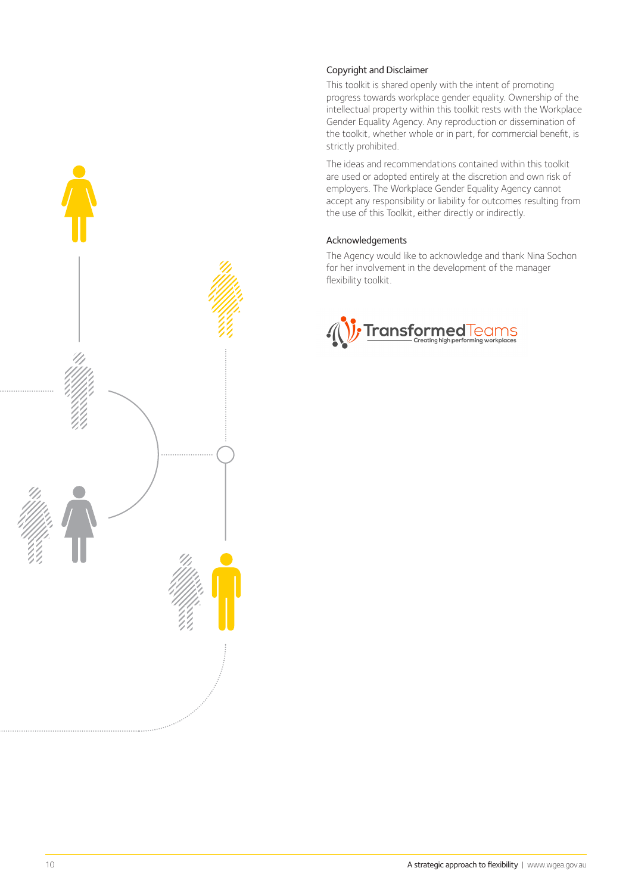## Copyright and Disclaimer

This toolkit is shared openly with the intent of promoting progress towards workplace gender equality. Ownership of the intellectual property within this toolkit rests with the Workplace Gender Equality Agency. Any reproduction or dissemination of the toolkit, whether whole or in part, for commercial benefit, is strictly prohibited.

The ideas and recommendations contained within this toolkit are used or adopted entirely at the discretion and own risk of employers. The Workplace Gender Equality Agency cannot accept any responsibility or liability for outcomes resulting from the use of this Toolkit, either directly or indirectly.

## Acknowledgements

The Agency would like to acknowledge and thank Nina Sochon for her involvement in the development of the manager flexibility toolkit.

TransformedTeams
Creating high performing workplaces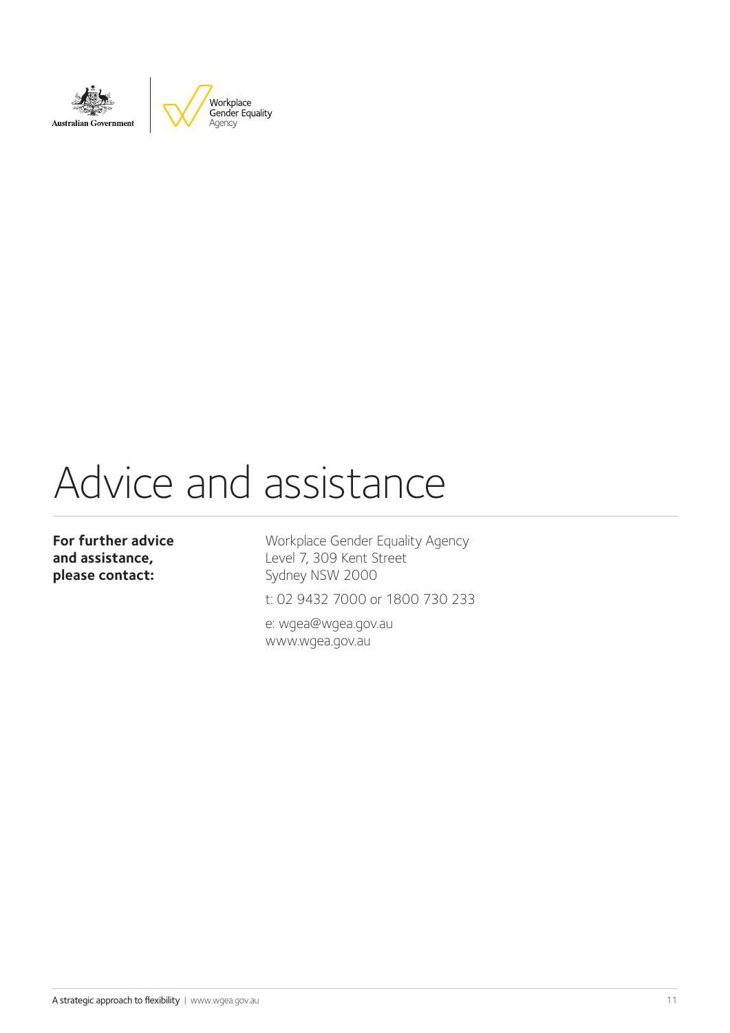Australian Government

Workplace Gender Equality Agency

# Advice and assistance

**For further advice and assistance, please contact:**

Workplace Gender Equality Agency
Level 7, 309 Kent Street
Sydney NSW 2000

t: 02 9432 7000 or 1800 730 233

e: wgea@wgea.gov.au
www.wgea.gov.au